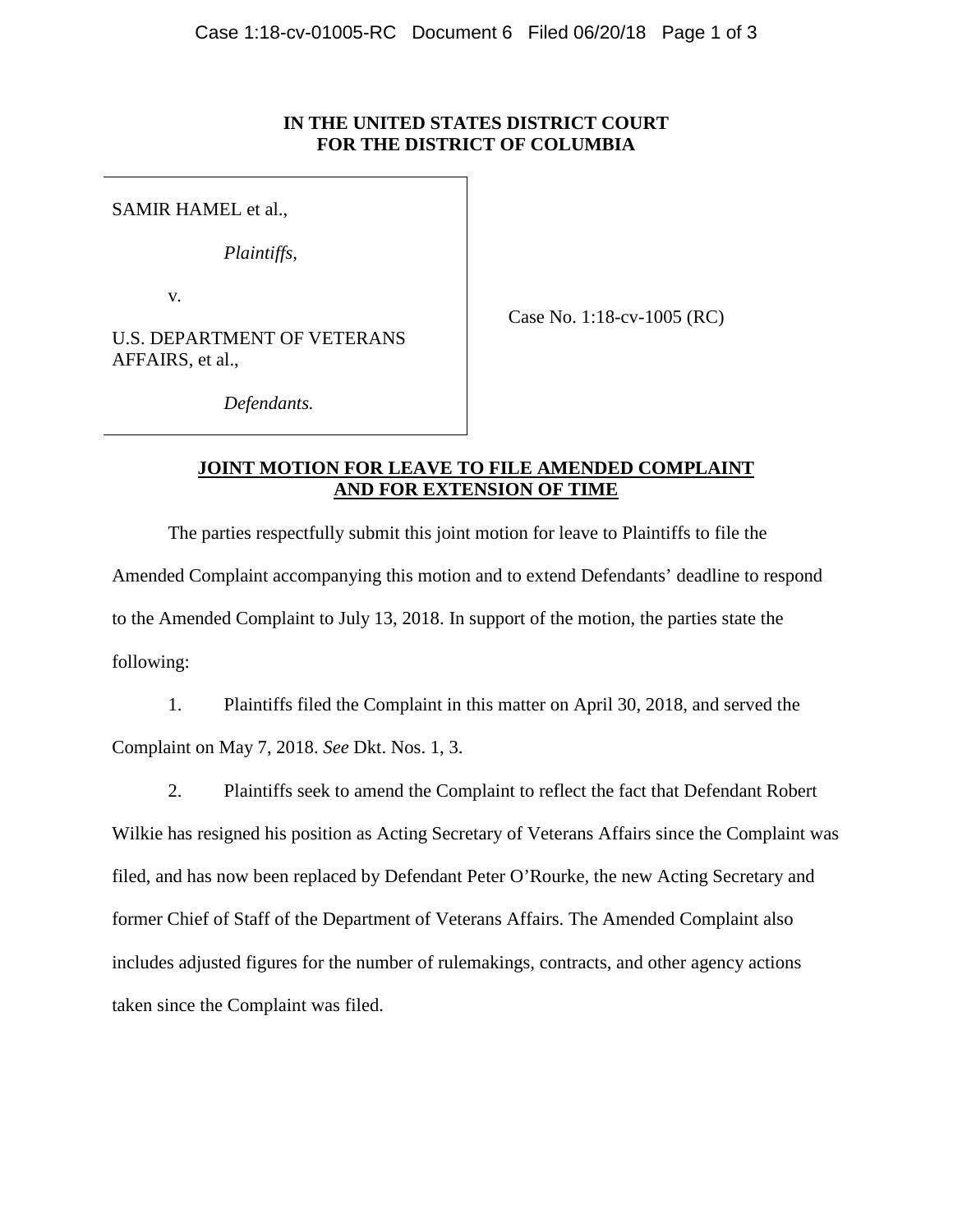**IN THE UNITED STATES DISTRICT COURT**
**FOR THE DISTRICT OF COLUMBIA**

SAMIR HAMEL et al.,

*Plaintiffs*,

v.

U.S. DEPARTMENT OF VETERANS AFFAIRS, et al.,

*Defendants.*

Case No. 1:18-cv-1005 (RC)

**JOINT MOTION FOR LEAVE TO FILE AMENDED COMPLAINT AND FOR EXTENSION OF TIME**

The parties respectfully submit this joint motion for leave to Plaintiffs to file the Amended Complaint accompanying this motion and to extend Defendants' deadline to respond to the Amended Complaint to July 13, 2018. In support of the motion, the parties state the following:

1. Plaintiffs filed the Complaint in this matter on April 30, 2018, and served the Complaint on May 7, 2018. *See* Dkt. Nos. 1, 3.

2. Plaintiffs seek to amend the Complaint to reflect the fact that Defendant Robert Wilkie has resigned his position as Acting Secretary of Veterans Affairs since the Complaint was filed, and has now been replaced by Defendant Peter O'Rourke, the new Acting Secretary and former Chief of Staff of the Department of Veterans Affairs. The Amended Complaint also includes adjusted figures for the number of rulemakings, contracts, and other agency actions taken since the Complaint was filed.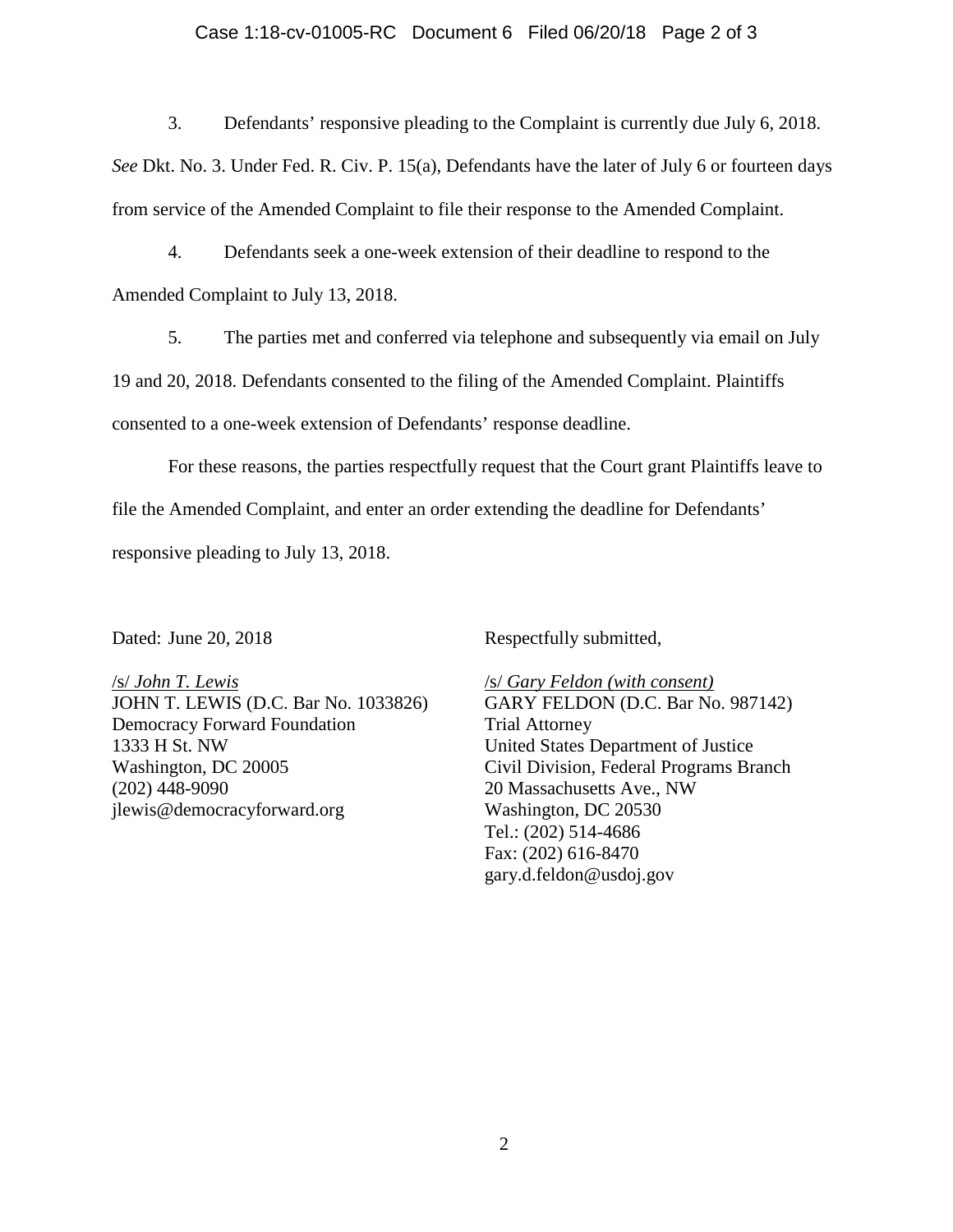3. Defendants' responsive pleading to the Complaint is currently due July 6, 2018. *See* Dkt. No. 3. Under Fed. R. Civ. P. 15(a), Defendants have the later of July 6 or fourteen days from service of the Amended Complaint to file their response to the Amended Complaint.

4. Defendants seek a one-week extension of their deadline to respond to the Amended Complaint to July 13, 2018.

5. The parties met and conferred via telephone and subsequently via email on July 19 and 20, 2018. Defendants consented to the filing of the Amended Complaint. Plaintiffs consented to a one-week extension of Defendants' response deadline.

For these reasons, the parties respectfully request that the Court grant Plaintiffs leave to file the Amended Complaint, and enter an order extending the deadline for Defendants' responsive pleading to July 13, 2018.

Dated: June 20, 2018

Respectfully submitted,

/s/ *John T. Lewis*
JOHN T. LEWIS (D.C. Bar No. 1033826)
Democracy Forward Foundation
1333 H St. NW
Washington, DC 20005
(202) 448-9090
jlewis@democracyforward.org

/s/ *Gary Feldon (with consent)*
GARY FELDON (D.C. Bar No. 987142)
Trial Attorney
United States Department of Justice
Civil Division, Federal Programs Branch
20 Massachusetts Ave., NW
Washington, DC 20530
Tel.: (202) 514-4686
Fax: (202) 616-8470
gary.d.feldon@usdoj.gov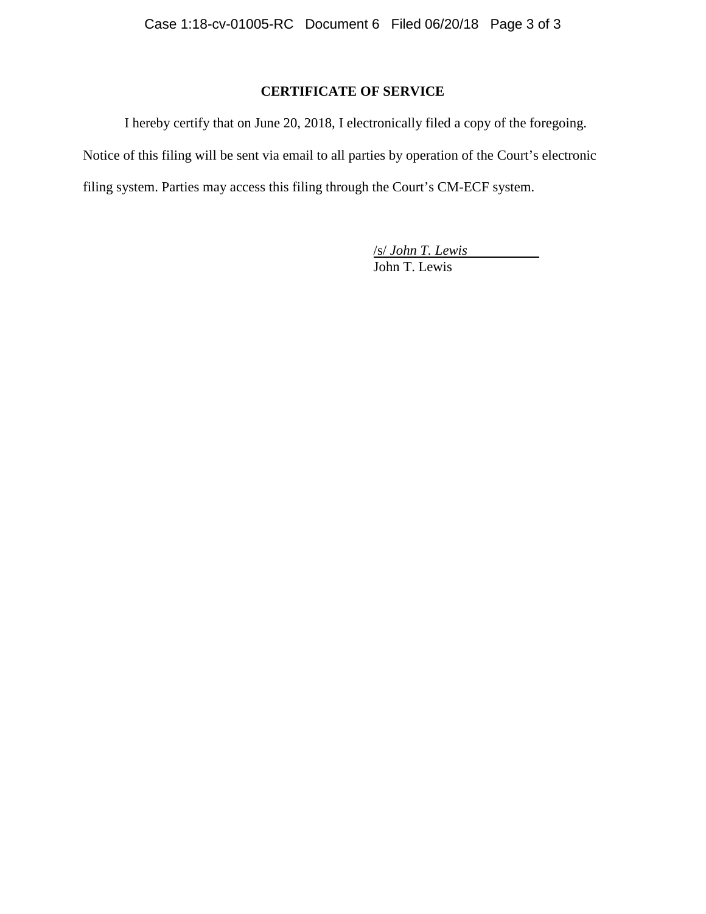## CERTIFICATE OF SERVICE

I hereby certify that on June 20, 2018, I electronically filed a copy of the foregoing. Notice of this filing will be sent via email to all parties by operation of the Court's electronic filing system. Parties may access this filing through the Court's CM-ECF system.

/s/ *John T. Lewis*
John T. Lewis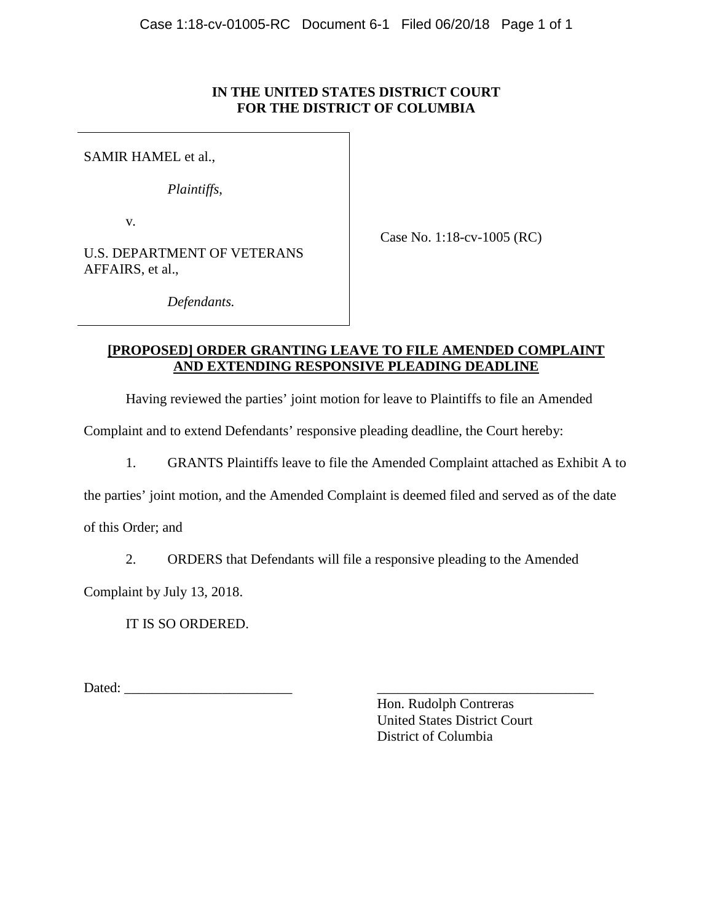**IN THE UNITED STATES DISTRICT COURT**
**FOR THE DISTRICT OF COLUMBIA**

SAMIR HAMEL et al.,

*Plaintiffs*,

v.

U.S. DEPARTMENT OF VETERANS AFFAIRS, et al.,

*Defendants.*

Case No. 1:18-cv-1005 (RC)

**[PROPOSED] ORDER GRANTING LEAVE TO FILE AMENDED COMPLAINT AND EXTENDING RESPONSIVE PLEADING DEADLINE**

Having reviewed the parties' joint motion for leave to Plaintiffs to file an Amended Complaint and to extend Defendants' responsive pleading deadline, the Court hereby:

1. GRANTS Plaintiffs leave to file the Amended Complaint attached as Exhibit A to the parties' joint motion, and the Amended Complaint is deemed filed and served as of the date of this Order; and

2. ORDERS that Defendants will file a responsive pleading to the Amended Complaint by July 13, 2018.

IT IS SO ORDERED.

Dated: ________________________

_______________________________
Hon. Rudolph Contreras
United States District Court
District of Columbia